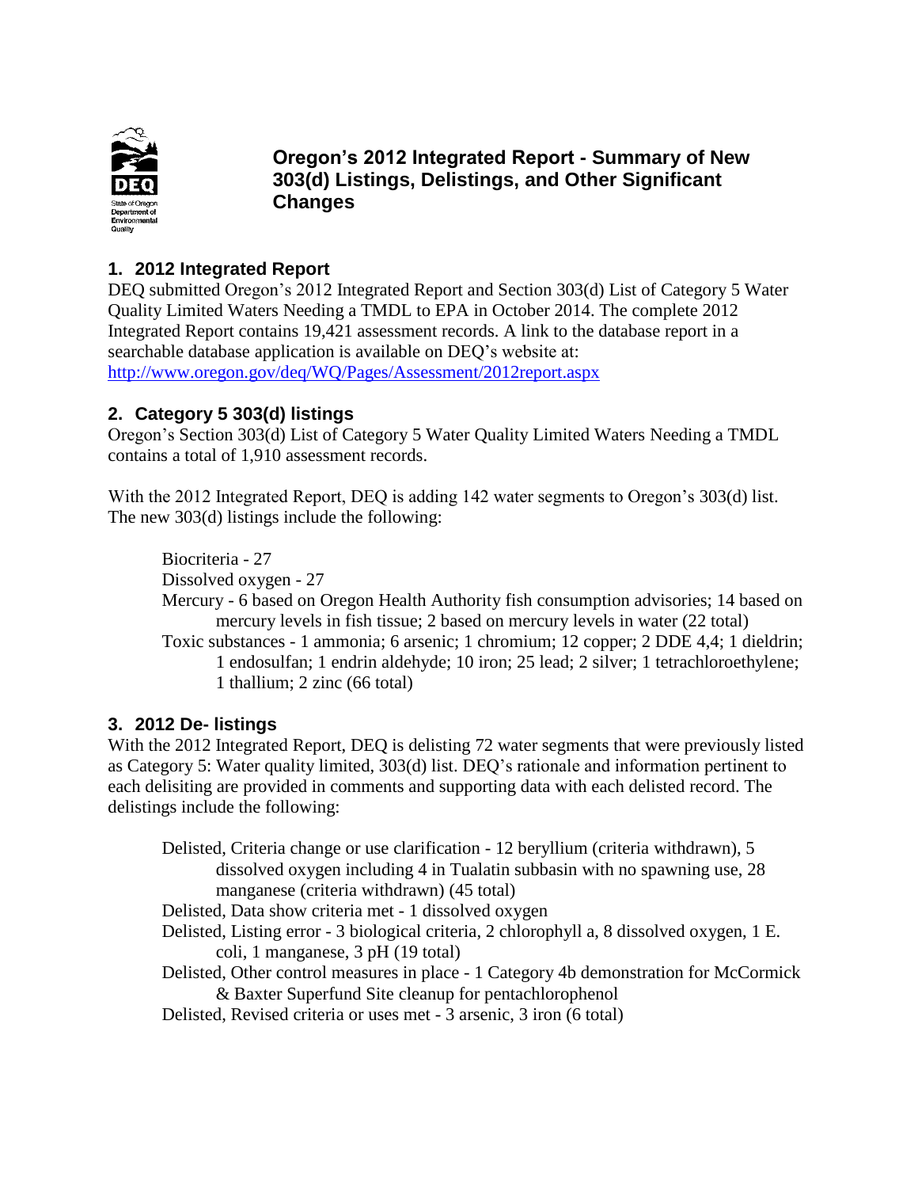# Oregon's 2012 Integrated Report - Summary of New 303(d) Listings, Delistings, and Other Significant Changes

## 1. 2012 Integrated Report

DEQ submitted Oregon's 2012 Integrated Report and Section 303(d) List of Category 5 Water Quality Limited Waters Needing a TMDL to EPA in October 2014. The complete 2012 Integrated Report contains 19,421 assessment records. A link to the database report in a searchable database application is available on DEQ's website at: http://www.oregon.gov/deq/WQ/Pages/Assessment/2012report.aspx

## 2. Category 5 303(d) listings

Oregon's Section 303(d) List of Category 5 Water Quality Limited Waters Needing a TMDL contains a total of 1,910 assessment records.

With the 2012 Integrated Report, DEQ is adding 142 water segments to Oregon's 303(d) list. The new 303(d) listings include the following:

- Biocriteria - 27
- Dissolved oxygen - 27
- Mercury - 6 based on Oregon Health Authority fish consumption advisories; 14 based on mercury levels in fish tissue; 2 based on mercury levels in water (22 total)
- Toxic substances - 1 ammonia; 6 arsenic; 1 chromium; 12 copper; 2 DDE 4,4; 1 dieldrin; 1 endosulfan; 1 endrin aldehyde; 10 iron; 25 lead; 2 silver; 1 tetrachloroethylene; 1 thallium; 2 zinc (66 total)

## 3. 2012 De- listings

With the 2012 Integrated Report, DEQ is delisting 72 water segments that were previously listed as Category 5: Water quality limited, 303(d) list. DEQ's rationale and information pertinent to each delisiting are provided in comments and supporting data with each delisted record. The delistings include the following:

- Delisted, Criteria change or use clarification - 12 beryllium (criteria withdrawn), 5 dissolved oxygen including 4 in Tualatin subbasin with no spawning use, 28 manganese (criteria withdrawn) (45 total)
- Delisted, Data show criteria met - 1 dissolved oxygen
- Delisted, Listing error - 3 biological criteria, 2 chlorophyll a, 8 dissolved oxygen, 1 E. coli, 1 manganese, 3 pH (19 total)
- Delisted, Other control measures in place - 1 Category 4b demonstration for McCormick & Baxter Superfund Site cleanup for pentachlorophenol
- Delisted, Revised criteria or uses met - 3 arsenic, 3 iron (6 total)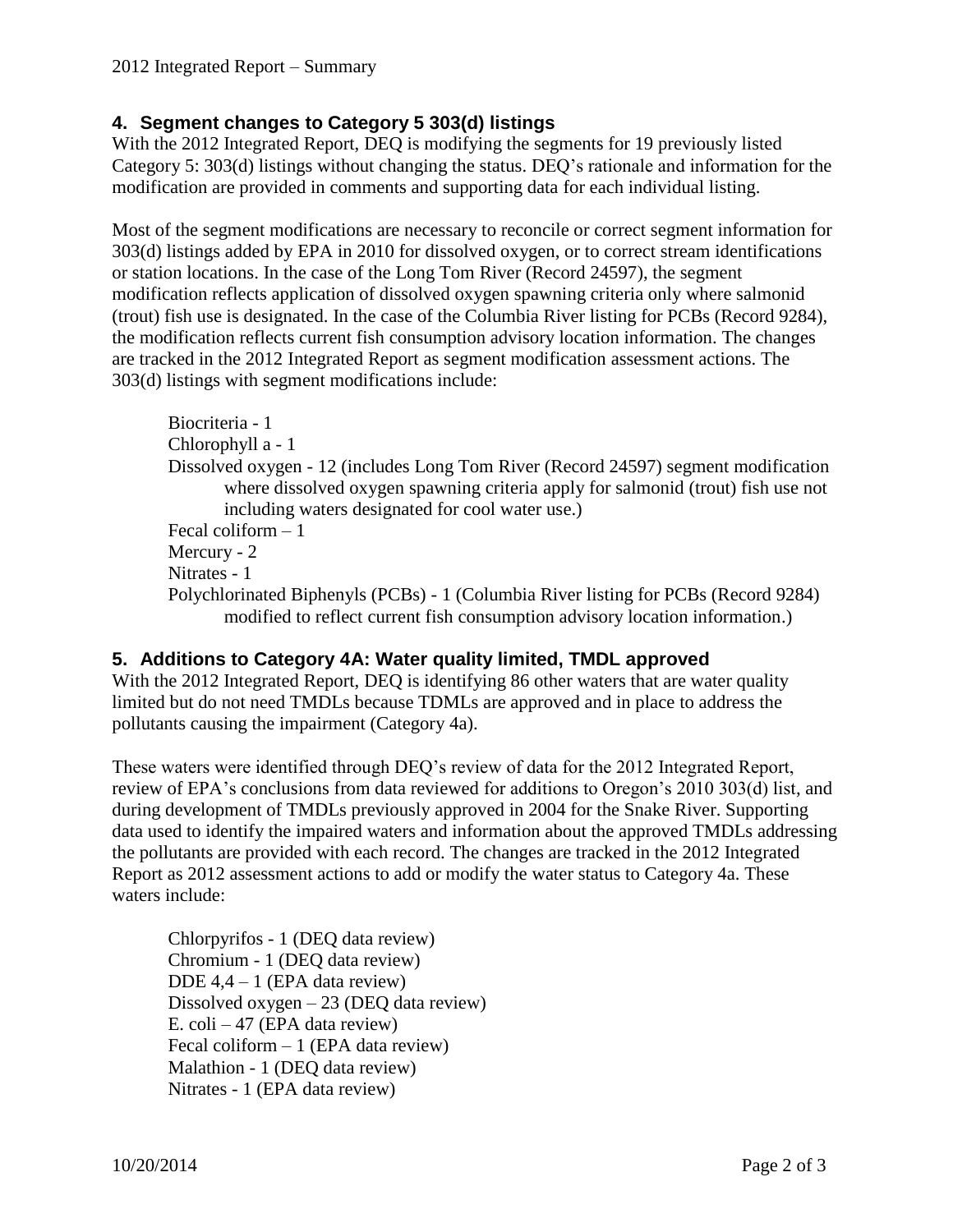## 4. Segment changes to Category 5 303(d) listings

With the 2012 Integrated Report, DEQ is modifying the segments for 19 previously listed Category 5: 303(d) listings without changing the status. DEQ's rationale and information for the modification are provided in comments and supporting data for each individual listing.

Most of the segment modifications are necessary to reconcile or correct segment information for 303(d) listings added by EPA in 2010 for dissolved oxygen, or to correct stream identifications or station locations. In the case of the Long Tom River (Record 24597), the segment modification reflects application of dissolved oxygen spawning criteria only where salmonid (trout) fish use is designated. In the case of the Columbia River listing for PCBs (Record 9284), the modification reflects current fish consumption advisory location information. The changes are tracked in the 2012 Integrated Report as segment modification assessment actions. The 303(d) listings with segment modifications include:

- Biocriteria - 1
- Chlorophyll a - 1
- Dissolved oxygen - 12 (includes Long Tom River (Record 24597) segment modification where dissolved oxygen spawning criteria apply for salmonid (trout) fish use not including waters designated for cool water use.)
- Fecal coliform – 1
- Mercury - 2
- Nitrates - 1
- Polychlorinated Biphenyls (PCBs) - 1 (Columbia River listing for PCBs (Record 9284) modified to reflect current fish consumption advisory location information.)

## 5. Additions to Category 4A: Water quality limited, TMDL approved

With the 2012 Integrated Report, DEQ is identifying 86 other waters that are water quality limited but do not need TMDLs because TDMLs are approved and in place to address the pollutants causing the impairment (Category 4a).

These waters were identified through DEQ's review of data for the 2012 Integrated Report, review of EPA's conclusions from data reviewed for additions to Oregon's 2010 303(d) list, and during development of TMDLs previously approved in 2004 for the Snake River. Supporting data used to identify the impaired waters and information about the approved TMDLs addressing the pollutants are provided with each record. The changes are tracked in the 2012 Integrated Report as 2012 assessment actions to add or modify the water status to Category 4a. These waters include:

- Chlorpyrifos - 1 (DEQ data review)
- Chromium - 1 (DEQ data review)
- DDE 4,4 – 1 (EPA data review)
- Dissolved oxygen – 23 (DEQ data review)
- E. coli – 47 (EPA data review)
- Fecal coliform – 1 (EPA data review)
- Malathion - 1 (DEQ data review)
- Nitrates - 1 (EPA data review)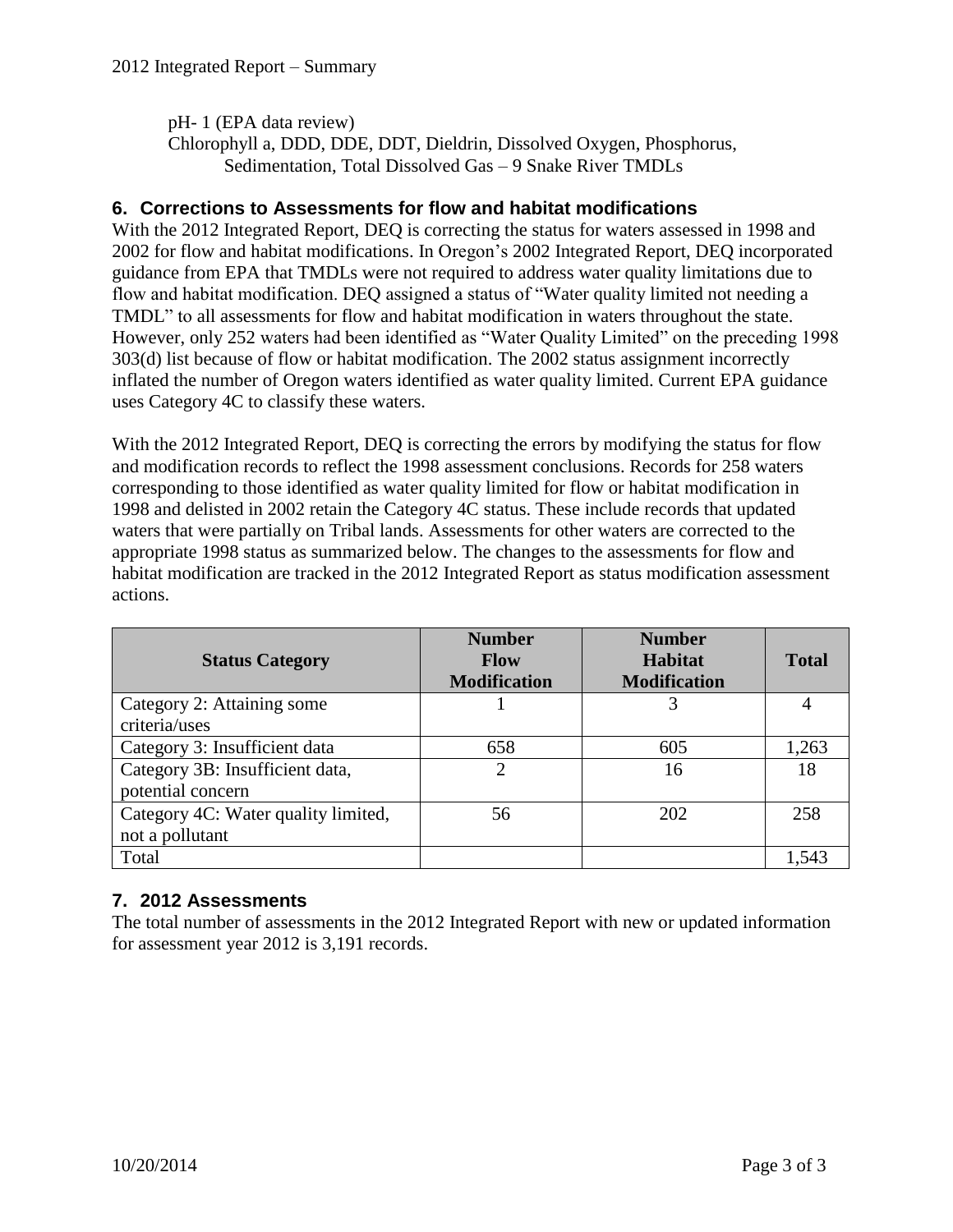pH- 1 (EPA data review)
Chlorophyll a, DDD, DDE, DDT, Dieldrin, Dissolved Oxygen, Phosphorus, Sedimentation, Total Dissolved Gas – 9 Snake River TMDLs

## 6. Corrections to Assessments for flow and habitat modifications

With the 2012 Integrated Report, DEQ is correcting the status for waters assessed in 1998 and 2002 for flow and habitat modifications. In Oregon's 2002 Integrated Report, DEQ incorporated guidance from EPA that TMDLs were not required to address water quality limitations due to flow and habitat modification. DEQ assigned a status of "Water quality limited not needing a TMDL" to all assessments for flow and habitat modification in waters throughout the state. However, only 252 waters had been identified as "Water Quality Limited" on the preceding 1998 303(d) list because of flow or habitat modification. The 2002 status assignment incorrectly inflated the number of Oregon waters identified as water quality limited. Current EPA guidance uses Category 4C to classify these waters.

With the 2012 Integrated Report, DEQ is correcting the errors by modifying the status for flow and modification records to reflect the 1998 assessment conclusions. Records for 258 waters corresponding to those identified as water quality limited for flow or habitat modification in 1998 and delisted in 2002 retain the Category 4C status. These include records that updated waters that were partially on Tribal lands. Assessments for other waters are corrected to the appropriate 1998 status as summarized below. The changes to the assessments for flow and habitat modification are tracked in the 2012 Integrated Report as status modification assessment actions.

| Status Category | Number Flow Modification | Number Habitat Modification | Total |
|---|---|---|---|
| Category 2: Attaining some criteria/uses | 1 | 3 | 4 |
| Category 3: Insufficient data | 658 | 605 | 1,263 |
| Category 3B: Insufficient data, potential concern | 2 | 16 | 18 |
| Category 4C: Water quality limited, not a pollutant | 56 | 202 | 258 |
| Total | | | 1,543 |

## 7. 2012 Assessments

The total number of assessments in the 2012 Integrated Report with new or updated information for assessment year 2012 is 3,191 records.